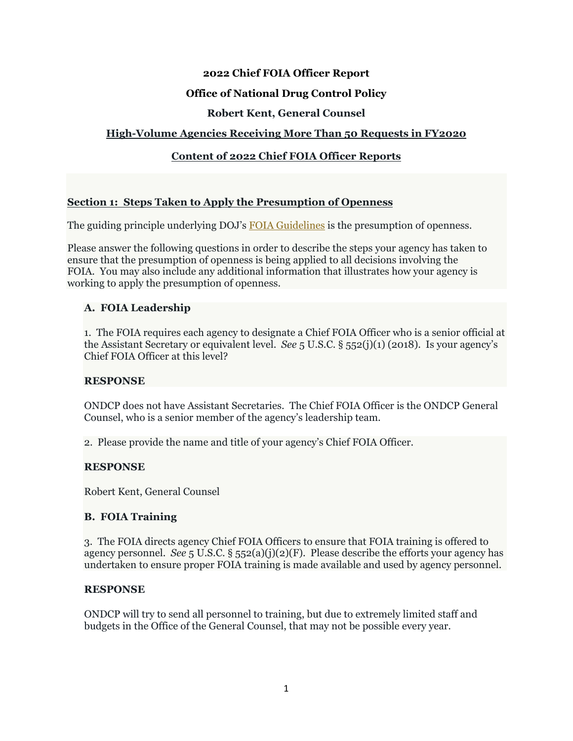**2022 Chief FOIA Officer Report**

**Office of National Drug Control Policy**

**Robert Kent, General Counsel**

**High-Volume Agencies Receiving More Than 50 Requests in FY2020**

**Content of 2022 Chief FOIA Officer Reports**

## Section 1: Steps Taken to Apply the Presumption of Openness

The guiding principle underlying DOJ's FOIA Guidelines is the presumption of openness.

Please answer the following questions in order to describe the steps your agency has taken to ensure that the presumption of openness is being applied to all decisions involving the FOIA. You may also include any additional information that illustrates how your agency is working to apply the presumption of openness.

### A. FOIA Leadership

1. The FOIA requires each agency to designate a Chief FOIA Officer who is a senior official at the Assistant Secretary or equivalent level. *See* 5 U.S.C. § 552(j)(1) (2018). Is your agency's Chief FOIA Officer at this level?

**RESPONSE**

ONDCP does not have Assistant Secretaries. The Chief FOIA Officer is the ONDCP General Counsel, who is a senior member of the agency's leadership team.

2. Please provide the name and title of your agency's Chief FOIA Officer.

**RESPONSE**

Robert Kent, General Counsel

### B. FOIA Training

3. The FOIA directs agency Chief FOIA Officers to ensure that FOIA training is offered to agency personnel. *See* 5 U.S.C. § 552(a)(j)(2)(F). Please describe the efforts your agency has undertaken to ensure proper FOIA training is made available and used by agency personnel.

**RESPONSE**

ONDCP will try to send all personnel to training, but due to extremely limited staff and budgets in the Office of the General Counsel, that may not be possible every year.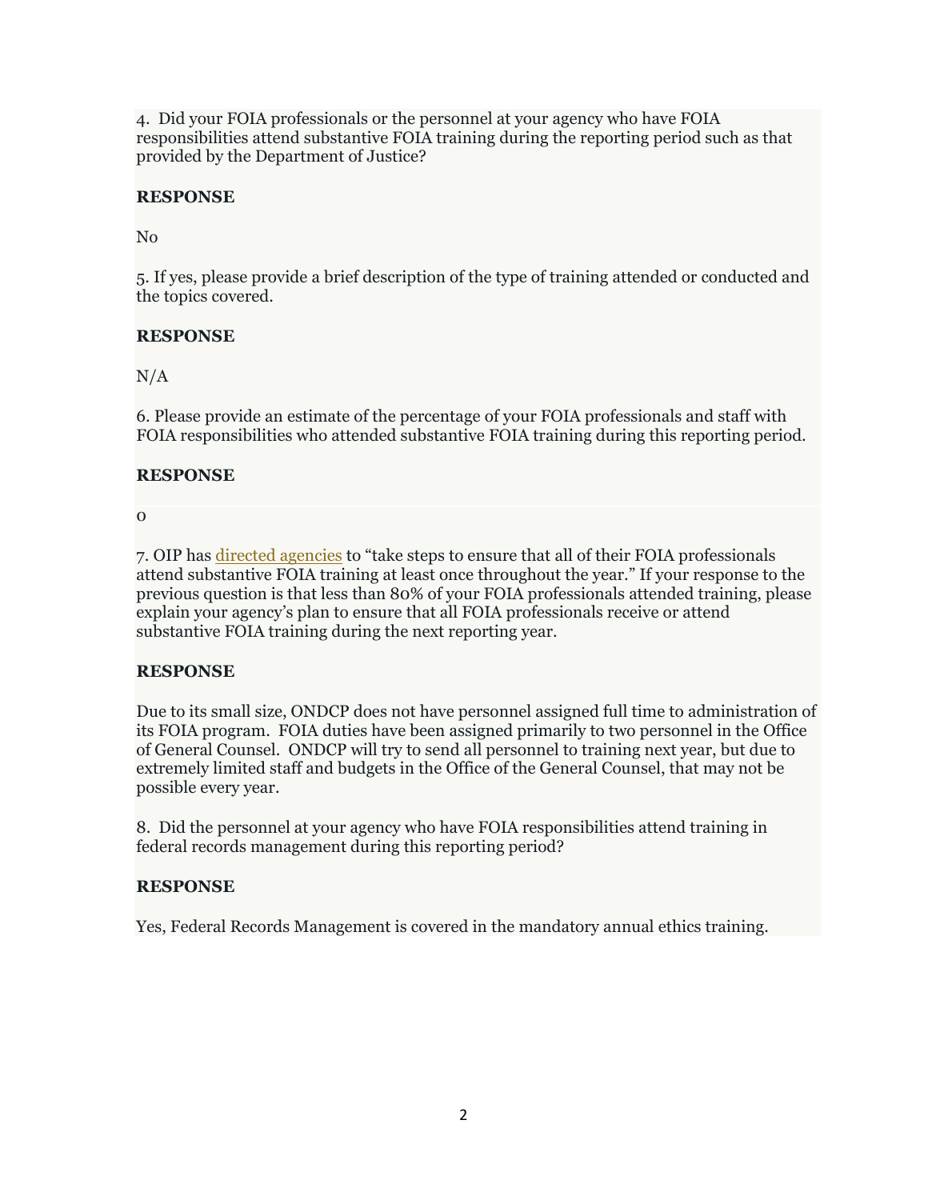4. Did your FOIA professionals or the personnel at your agency who have FOIA responsibilities attend substantive FOIA training during the reporting period such as that provided by the Department of Justice?

**RESPONSE**

No

5. If yes, please provide a brief description of the type of training attended or conducted and the topics covered.

**RESPONSE**

N/A

6. Please provide an estimate of the percentage of your FOIA professionals and staff with FOIA responsibilities who attended substantive FOIA training during this reporting period.

**RESPONSE**

0

7. OIP has directed agencies to "take steps to ensure that all of their FOIA professionals attend substantive FOIA training at least once throughout the year." If your response to the previous question is that less than 80% of your FOIA professionals attended training, please explain your agency's plan to ensure that all FOIA professionals receive or attend substantive FOIA training during the next reporting year.

**RESPONSE**

Due to its small size, ONDCP does not have personnel assigned full time to administration of its FOIA program. FOIA duties have been assigned primarily to two personnel in the Office of General Counsel. ONDCP will try to send all personnel to training next year, but due to extremely limited staff and budgets in the Office of the General Counsel, that may not be possible every year.

8. Did the personnel at your agency who have FOIA responsibilities attend training in federal records management during this reporting period?

**RESPONSE**

Yes, Federal Records Management is covered in the mandatory annual ethics training.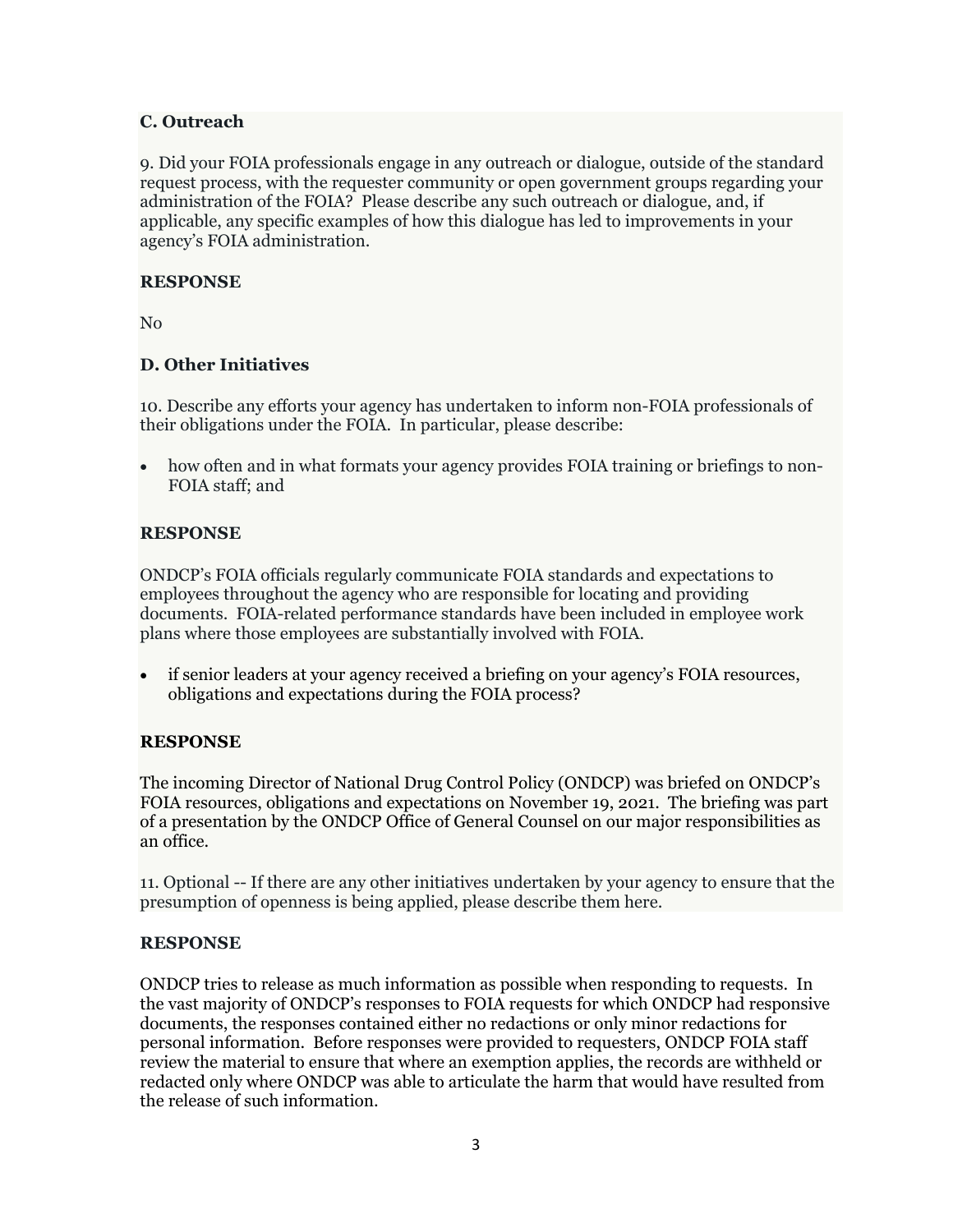### C. Outreach

9. Did your FOIA professionals engage in any outreach or dialogue, outside of the standard request process, with the requester community or open government groups regarding your administration of the FOIA? Please describe any such outreach or dialogue, and, if applicable, any specific examples of how this dialogue has led to improvements in your agency's FOIA administration.

**RESPONSE**

No

### D. Other Initiatives

10. Describe any efforts your agency has undertaken to inform non-FOIA professionals of their obligations under the FOIA. In particular, please describe:

- how often and in what formats your agency provides FOIA training or briefings to non-FOIA staff; and

**RESPONSE**

ONDCP's FOIA officials regularly communicate FOIA standards and expectations to employees throughout the agency who are responsible for locating and providing documents. FOIA-related performance standards have been included in employee work plans where those employees are substantially involved with FOIA.

- if senior leaders at your agency received a briefing on your agency's FOIA resources, obligations and expectations during the FOIA process?

**RESPONSE**

The incoming Director of National Drug Control Policy (ONDCP) was briefed on ONDCP's FOIA resources, obligations and expectations on November 19, 2021. The briefing was part of a presentation by the ONDCP Office of General Counsel on our major responsibilities as an office.

11. Optional -- If there are any other initiatives undertaken by your agency to ensure that the presumption of openness is being applied, please describe them here.

**RESPONSE**

ONDCP tries to release as much information as possible when responding to requests. In the vast majority of ONDCP's responses to FOIA requests for which ONDCP had responsive documents, the responses contained either no redactions or only minor redactions for personal information. Before responses were provided to requesters, ONDCP FOIA staff review the material to ensure that where an exemption applies, the records are withheld or redacted only where ONDCP was able to articulate the harm that would have resulted from the release of such information.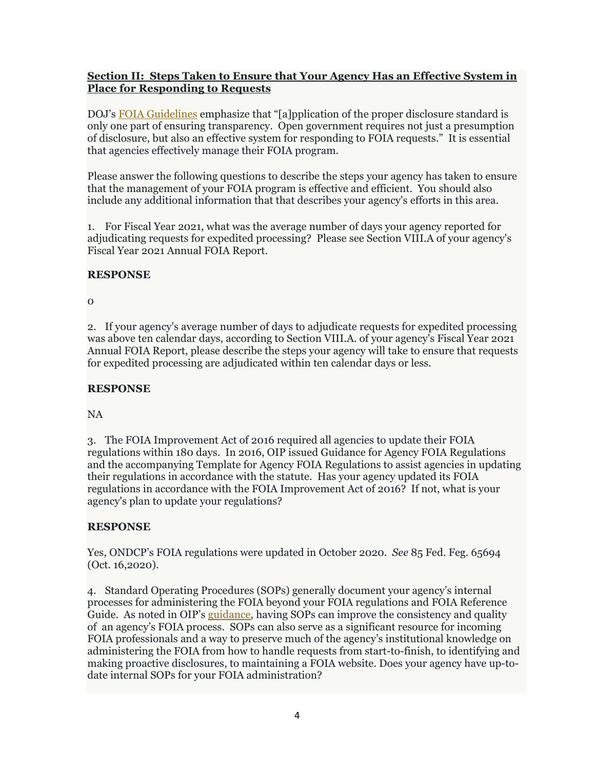**Section II: Steps Taken to Ensure that Your Agency Has an Effective System in Place for Responding to Requests**

DOJ's FOIA Guidelines emphasize that "[a]pplication of the proper disclosure standard is only one part of ensuring transparency. Open government requires not just a presumption of disclosure, but also an effective system for responding to FOIA requests." It is essential that agencies effectively manage their FOIA program.

Please answer the following questions to describe the steps your agency has taken to ensure that the management of your FOIA program is effective and efficient. You should also include any additional information that that describes your agency's efforts in this area.

1. For Fiscal Year 2021, what was the average number of days your agency reported for adjudicating requests for expedited processing? Please see Section VIII.A of your agency's Fiscal Year 2021 Annual FOIA Report.

**RESPONSE**

0

2. If your agency's average number of days to adjudicate requests for expedited processing was above ten calendar days, according to Section VIII.A. of your agency's Fiscal Year 2021 Annual FOIA Report, please describe the steps your agency will take to ensure that requests for expedited processing are adjudicated within ten calendar days or less.

**RESPONSE**

NA

3. The FOIA Improvement Act of 2016 required all agencies to update their FOIA regulations within 180 days. In 2016, OIP issued Guidance for Agency FOIA Regulations and the accompanying Template for Agency FOIA Regulations to assist agencies in updating their regulations in accordance with the statute. Has your agency updated its FOIA regulations in accordance with the FOIA Improvement Act of 2016? If not, what is your agency's plan to update your regulations?

**RESPONSE**

Yes, ONDCP's FOIA regulations were updated in October 2020. *See* 85 Fed. Feg. 65694 (Oct. 16,2020).

4. Standard Operating Procedures (SOPs) generally document your agency's internal processes for administering the FOIA beyond your FOIA regulations and FOIA Reference Guide. As noted in OIP's guidance, having SOPs can improve the consistency and quality of an agency's FOIA process. SOPs can also serve as a significant resource for incoming FOIA professionals and a way to preserve much of the agency's institutional knowledge on administering the FOIA from how to handle requests from start-to-finish, to identifying and making proactive disclosures, to maintaining a FOIA website. Does your agency have up-to-date internal SOPs for your FOIA administration?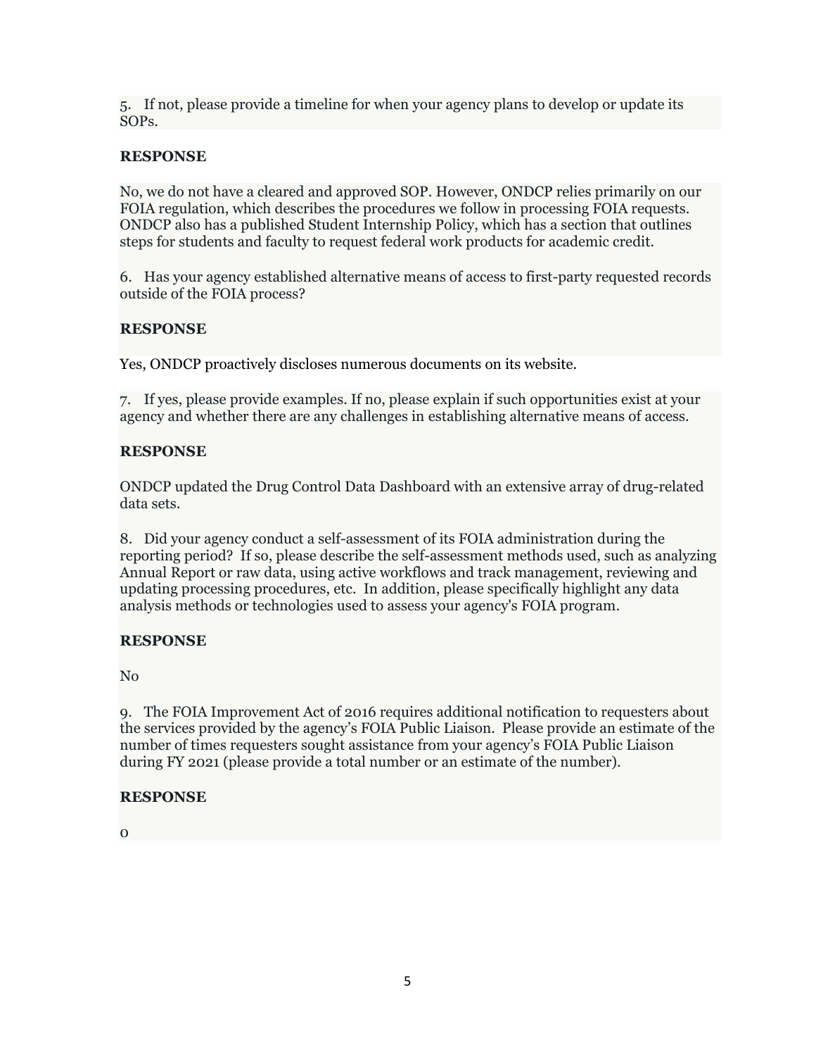5.  If not, please provide a timeline for when your agency plans to develop or update its SOPs.

**RESPONSE**

No, we do not have a cleared and approved SOP. However, ONDCP relies primarily on our FOIA regulation, which describes the procedures we follow in processing FOIA requests. ONDCP also has a published Student Internship Policy, which has a section that outlines steps for students and faculty to request federal work products for academic credit.

6.  Has your agency established alternative means of access to first-party requested records outside of the FOIA process?

**RESPONSE**

Yes, ONDCP proactively discloses numerous documents on its website.

7.  If yes, please provide examples. If no, please explain if such opportunities exist at your agency and whether there are any challenges in establishing alternative means of access.

**RESPONSE**

ONDCP updated the Drug Control Data Dashboard with an extensive array of drug-related data sets.

8.  Did your agency conduct a self-assessment of its FOIA administration during the reporting period? If so, please describe the self-assessment methods used, such as analyzing Annual Report or raw data, using active workflows and track management, reviewing and updating processing procedures, etc. In addition, please specifically highlight any data analysis methods or technologies used to assess your agency's FOIA program.

**RESPONSE**

No

9.  The FOIA Improvement Act of 2016 requires additional notification to requesters about the services provided by the agency's FOIA Public Liaison. Please provide an estimate of the number of times requesters sought assistance from your agency's FOIA Public Liaison during FY 2021 (please provide a total number or an estimate of the number).

**RESPONSE**

0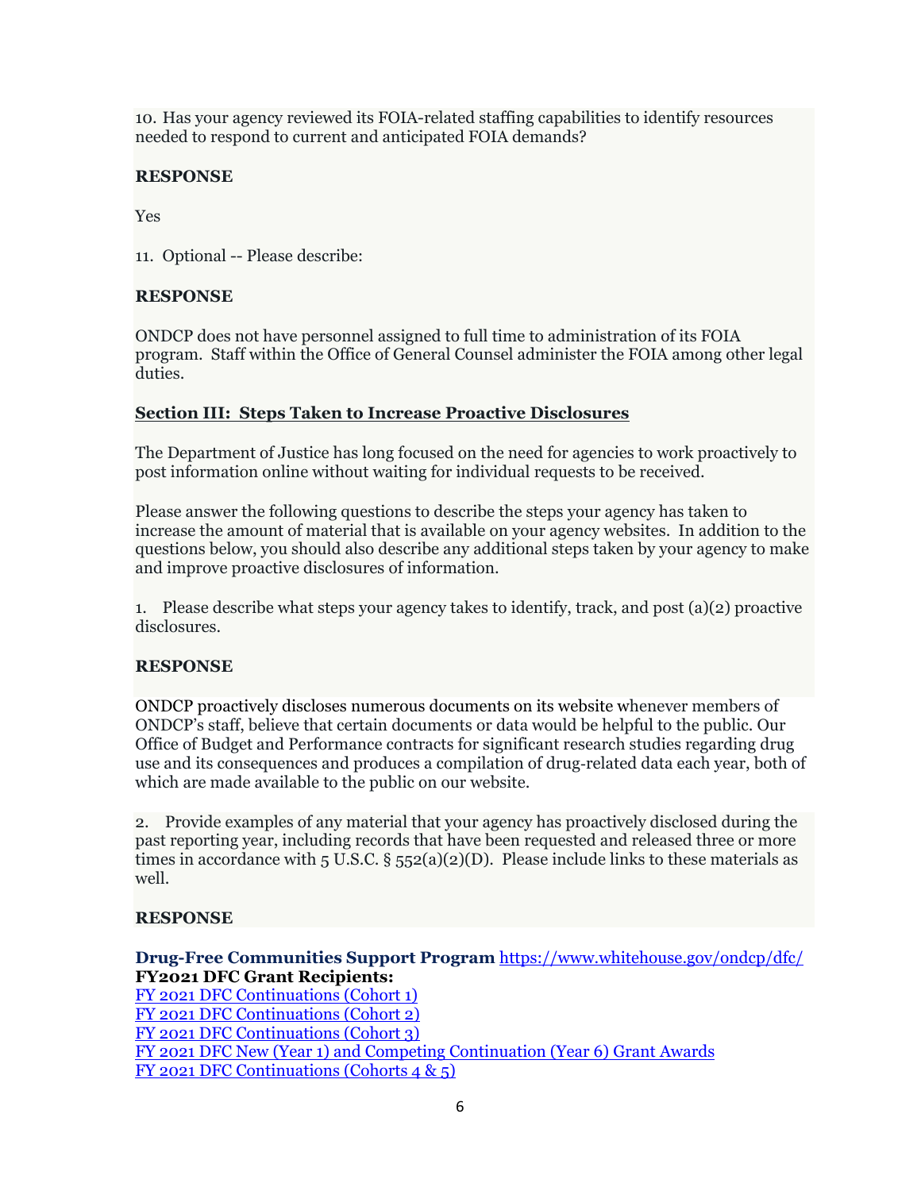10. Has your agency reviewed its FOIA-related staffing capabilities to identify resources needed to respond to current and anticipated FOIA demands?

**RESPONSE**

Yes

11. Optional -- Please describe:

**RESPONSE**

ONDCP does not have personnel assigned to full time to administration of its FOIA program. Staff within the Office of General Counsel administer the FOIA among other legal duties.

## Section III: Steps Taken to Increase Proactive Disclosures

The Department of Justice has long focused on the need for agencies to work proactively to post information online without waiting for individual requests to be received.

Please answer the following questions to describe the steps your agency has taken to increase the amount of material that is available on your agency websites. In addition to the questions below, you should also describe any additional steps taken by your agency to make and improve proactive disclosures of information.

1. Please describe what steps your agency takes to identify, track, and post (a)(2) proactive disclosures.

**RESPONSE**

ONDCP proactively discloses numerous documents on its website whenever members of ONDCP's staff, believe that certain documents or data would be helpful to the public. Our Office of Budget and Performance contracts for significant research studies regarding drug use and its consequences and produces a compilation of drug-related data each year, both of which are made available to the public on our website.

2. Provide examples of any material that your agency has proactively disclosed during the past reporting year, including records that have been requested and released three or more times in accordance with 5 U.S.C. § 552(a)(2)(D). Please include links to these materials as well.

**RESPONSE**

**Drug-Free Communities Support Program** https://www.whitehouse.gov/ondcp/dfc/
**FY2021 DFC Grant Recipients:**
FY 2021 DFC Continuations (Cohort 1)
FY 2021 DFC Continuations (Cohort 2)
FY 2021 DFC Continuations (Cohort 3)
FY 2021 DFC New (Year 1) and Competing Continuation (Year 6) Grant Awards
FY 2021 DFC Continuations (Cohorts 4 & 5)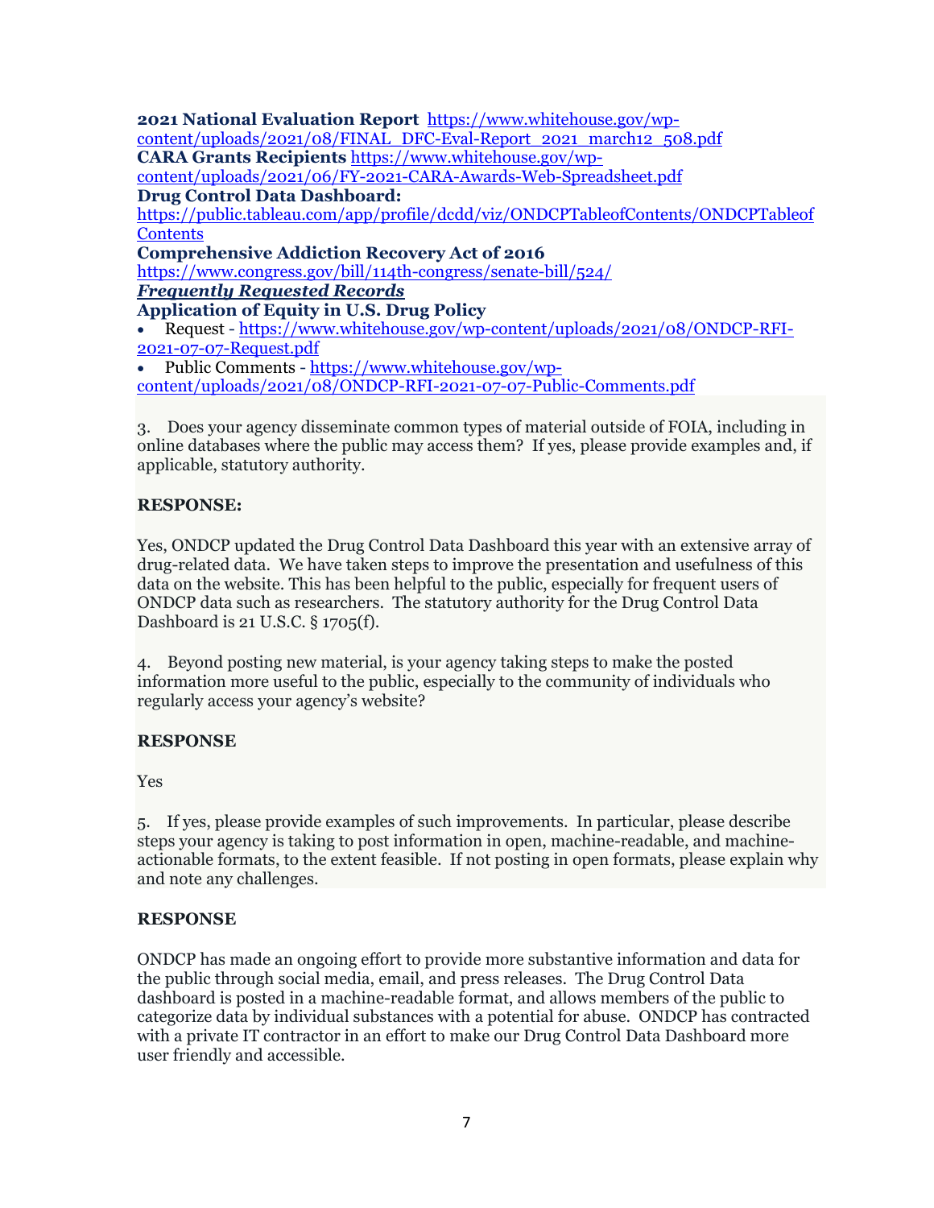**2021 National Evaluation Report** https://www.whitehouse.gov/wp-content/uploads/2021/08/FINAL_DFC-Eval-Report_2021_march12_508.pdf

**CARA Grants Recipients** https://www.whitehouse.gov/wp-content/uploads/2021/06/FY-2021-CARA-Awards-Web-Spreadsheet.pdf

**Drug Control Data Dashboard:**
https://public.tableau.com/app/profile/dcdd/viz/ONDCPTableofContents/ONDCPTableofContents

**Comprehensive Addiction Recovery Act of 2016**
https://www.congress.gov/bill/114th-congress/senate-bill/524/

***Frequently Requested Records***

**Application of Equity in U.S. Drug Policy**

- Request - https://www.whitehouse.gov/wp-content/uploads/2021/08/ONDCP-RFI-2021-07-07-Request.pdf
- Public Comments - https://www.whitehouse.gov/wp-content/uploads/2021/08/ONDCP-RFI-2021-07-07-Public-Comments.pdf

3. Does your agency disseminate common types of material outside of FOIA, including in online databases where the public may access them? If yes, please provide examples and, if applicable, statutory authority.

**RESPONSE:**

Yes, ONDCP updated the Drug Control Data Dashboard this year with an extensive array of drug-related data. We have taken steps to improve the presentation and usefulness of this data on the website. This has been helpful to the public, especially for frequent users of ONDCP data such as researchers. The statutory authority for the Drug Control Data Dashboard is 21 U.S.C. § 1705(f).

4. Beyond posting new material, is your agency taking steps to make the posted information more useful to the public, especially to the community of individuals who regularly access your agency's website?

**RESPONSE**

Yes

5. If yes, please provide examples of such improvements. In particular, please describe steps your agency is taking to post information in open, machine-readable, and machine-actionable formats, to the extent feasible. If not posting in open formats, please explain why and note any challenges.

**RESPONSE**

ONDCP has made an ongoing effort to provide more substantive information and data for the public through social media, email, and press releases. The Drug Control Data dashboard is posted in a machine-readable format, and allows members of the public to categorize data by individual substances with a potential for abuse. ONDCP has contracted with a private IT contractor in an effort to make our Drug Control Data Dashboard more user friendly and accessible.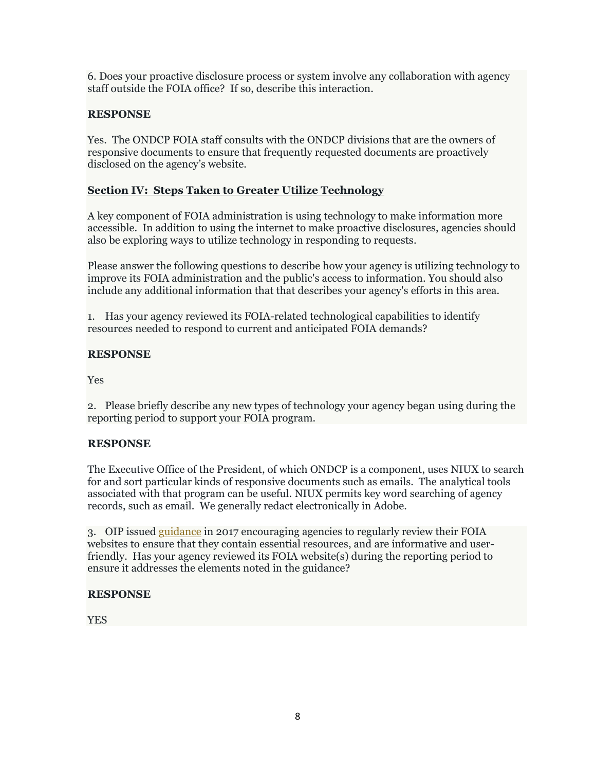6. Does your proactive disclosure process or system involve any collaboration with agency staff outside the FOIA office? If so, describe this interaction.

**RESPONSE**

Yes. The ONDCP FOIA staff consults with the ONDCP divisions that are the owners of responsive documents to ensure that frequently requested documents are proactively disclosed on the agency's website.

## **Section IV: Steps Taken to Greater Utilize Technology**

A key component of FOIA administration is using technology to make information more accessible. In addition to using the internet to make proactive disclosures, agencies should also be exploring ways to utilize technology in responding to requests.

Please answer the following questions to describe how your agency is utilizing technology to improve its FOIA administration and the public's access to information. You should also include any additional information that that describes your agency's efforts in this area.

1. Has your agency reviewed its FOIA-related technological capabilities to identify resources needed to respond to current and anticipated FOIA demands?

**RESPONSE**

Yes

2. Please briefly describe any new types of technology your agency began using during the reporting period to support your FOIA program.

**RESPONSE**

The Executive Office of the President, of which ONDCP is a component, uses NIUX to search for and sort particular kinds of responsive documents such as emails. The analytical tools associated with that program can be useful. NIUX permits key word searching of agency records, such as email. We generally redact electronically in Adobe.

3. OIP issued guidance in 2017 encouraging agencies to regularly review their FOIA websites to ensure that they contain essential resources, and are informative and user-friendly. Has your agency reviewed its FOIA website(s) during the reporting period to ensure it addresses the elements noted in the guidance?

**RESPONSE**

YES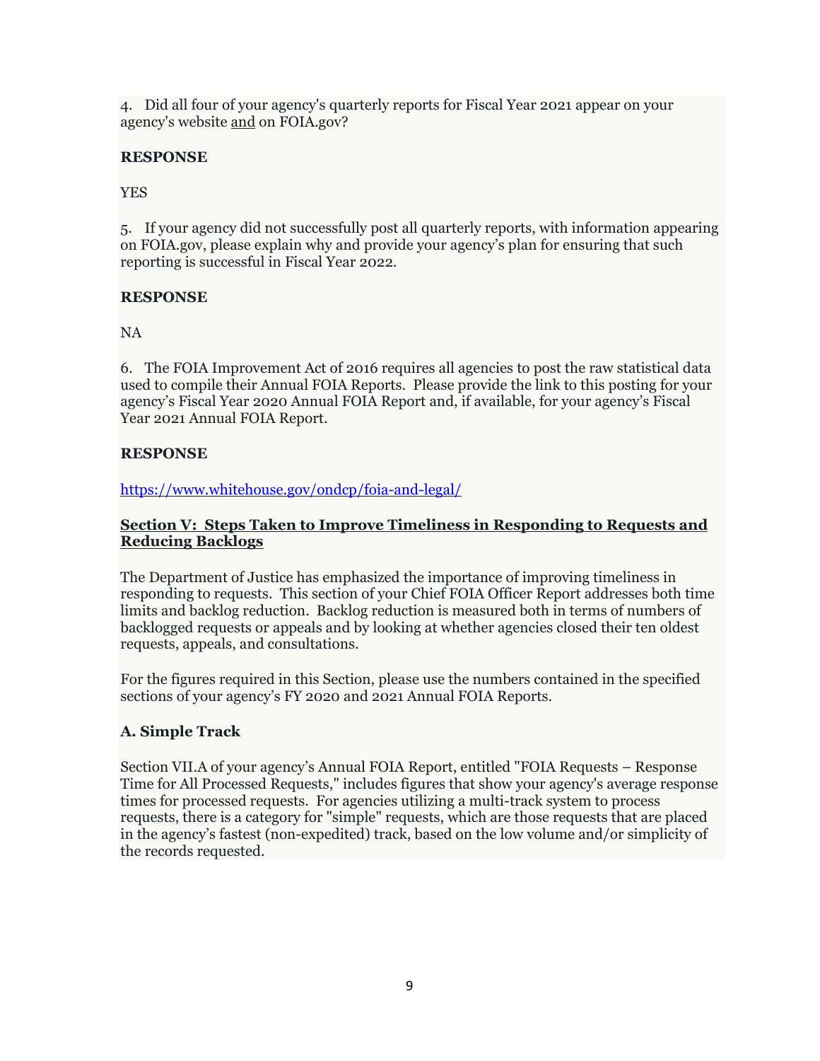4. Did all four of your agency's quarterly reports for Fiscal Year 2021 appear on your agency's website and on FOIA.gov?

**RESPONSE**

YES

5. If your agency did not successfully post all quarterly reports, with information appearing on FOIA.gov, please explain why and provide your agency's plan for ensuring that such reporting is successful in Fiscal Year 2022.

**RESPONSE**

NA

6. The FOIA Improvement Act of 2016 requires all agencies to post the raw statistical data used to compile their Annual FOIA Reports. Please provide the link to this posting for your agency's Fiscal Year 2020 Annual FOIA Report and, if available, for your agency's Fiscal Year 2021 Annual FOIA Report.

**RESPONSE**

https://www.whitehouse.gov/ondcp/foia-and-legal/

## Section V: Steps Taken to Improve Timeliness in Responding to Requests and Reducing Backlogs

The Department of Justice has emphasized the importance of improving timeliness in responding to requests. This section of your Chief FOIA Officer Report addresses both time limits and backlog reduction. Backlog reduction is measured both in terms of numbers of backlogged requests or appeals and by looking at whether agencies closed their ten oldest requests, appeals, and consultations.

For the figures required in this Section, please use the numbers contained in the specified sections of your agency's FY 2020 and 2021 Annual FOIA Reports.

### A. Simple Track

Section VII.A of your agency's Annual FOIA Report, entitled "FOIA Requests – Response Time for All Processed Requests," includes figures that show your agency's average response times for processed requests. For agencies utilizing a multi-track system to process requests, there is a category for "simple" requests, which are those requests that are placed in the agency's fastest (non-expedited) track, based on the low volume and/or simplicity of the records requested.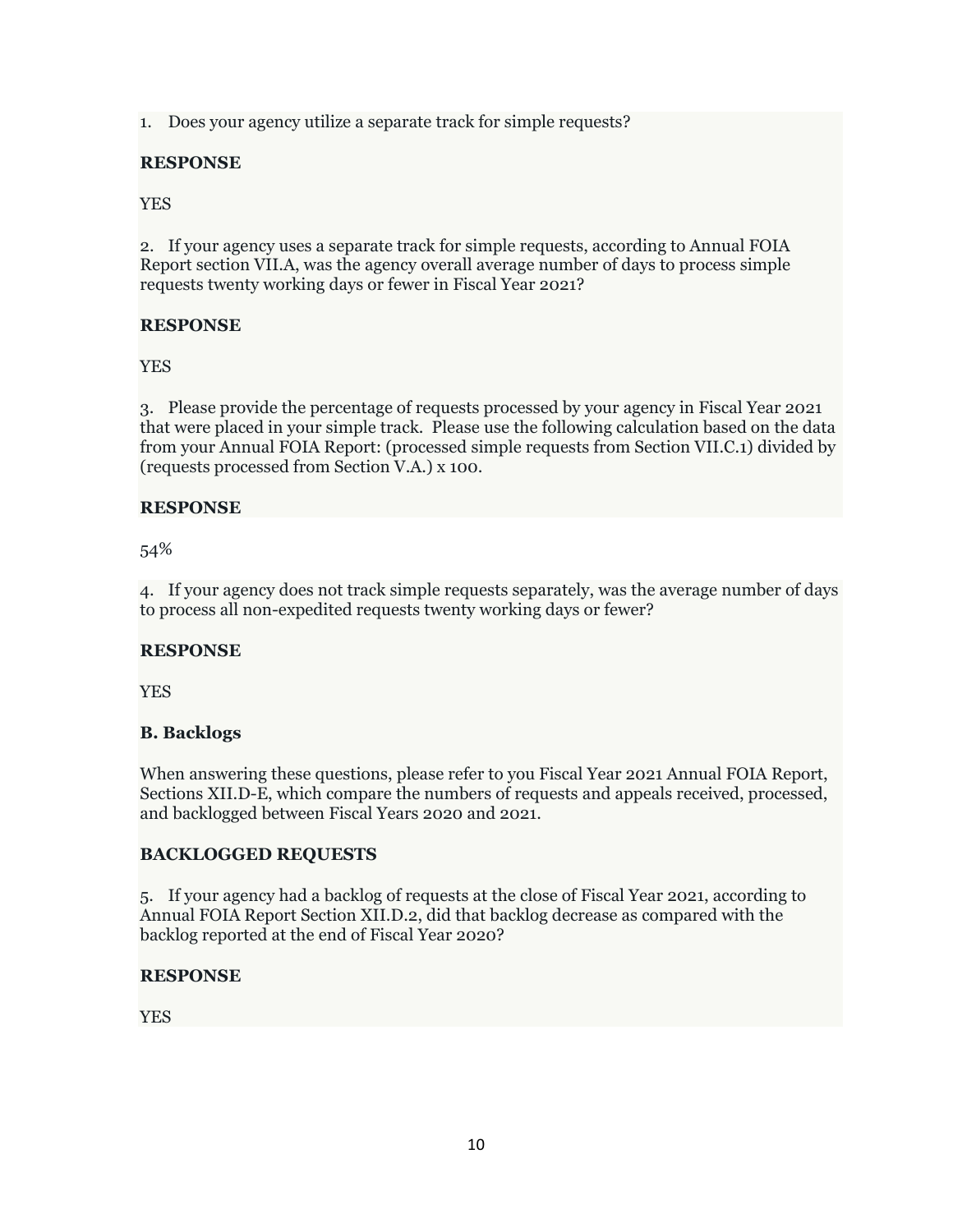1. Does your agency utilize a separate track for simple requests?

**RESPONSE**

YES

2. If your agency uses a separate track for simple requests, according to Annual FOIA Report section VII.A, was the agency overall average number of days to process simple requests twenty working days or fewer in Fiscal Year 2021?

**RESPONSE**

YES

3. Please provide the percentage of requests processed by your agency in Fiscal Year 2021 that were placed in your simple track. Please use the following calculation based on the data from your Annual FOIA Report: (processed simple requests from Section VII.C.1) divided by (requests processed from Section V.A.) x 100.

**RESPONSE**

54%

4. If your agency does not track simple requests separately, was the average number of days to process all non-expedited requests twenty working days or fewer?

**RESPONSE**

YES

### B. Backlogs

When answering these questions, please refer to you Fiscal Year 2021 Annual FOIA Report, Sections XII.D-E, which compare the numbers of requests and appeals received, processed, and backlogged between Fiscal Years 2020 and 2021.

**BACKLOGGED REQUESTS**

5. If your agency had a backlog of requests at the close of Fiscal Year 2021, according to Annual FOIA Report Section XII.D.2, did that backlog decrease as compared with the backlog reported at the end of Fiscal Year 2020?

**RESPONSE**

YES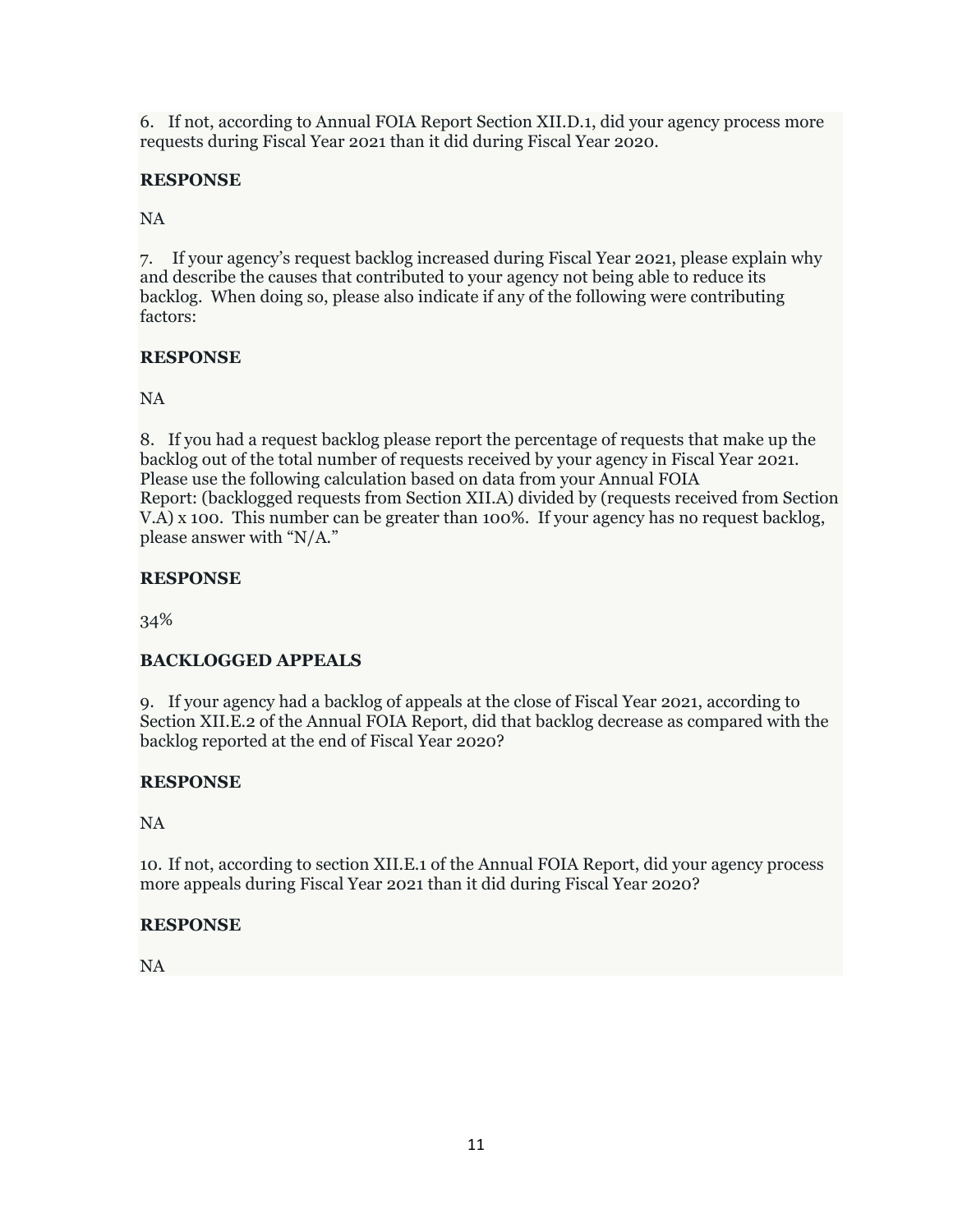6. If not, according to Annual FOIA Report Section XII.D.1, did your agency process more requests during Fiscal Year 2021 than it did during Fiscal Year 2020.

**RESPONSE**

NA

7. If your agency's request backlog increased during Fiscal Year 2021, please explain why and describe the causes that contributed to your agency not being able to reduce its backlog. When doing so, please also indicate if any of the following were contributing factors:

**RESPONSE**

NA

8. If you had a request backlog please report the percentage of requests that make up the backlog out of the total number of requests received by your agency in Fiscal Year 2021. Please use the following calculation based on data from your Annual FOIA Report: (backlogged requests from Section XII.A) divided by (requests received from Section V.A) x 100. This number can be greater than 100%. If your agency has no request backlog, please answer with "N/A."

**RESPONSE**

34%

**BACKLOGGED APPEALS**

9. If your agency had a backlog of appeals at the close of Fiscal Year 2021, according to Section XII.E.2 of the Annual FOIA Report, did that backlog decrease as compared with the backlog reported at the end of Fiscal Year 2020?

**RESPONSE**

NA

10. If not, according to section XII.E.1 of the Annual FOIA Report, did your agency process more appeals during Fiscal Year 2021 than it did during Fiscal Year 2020?

**RESPONSE**

NA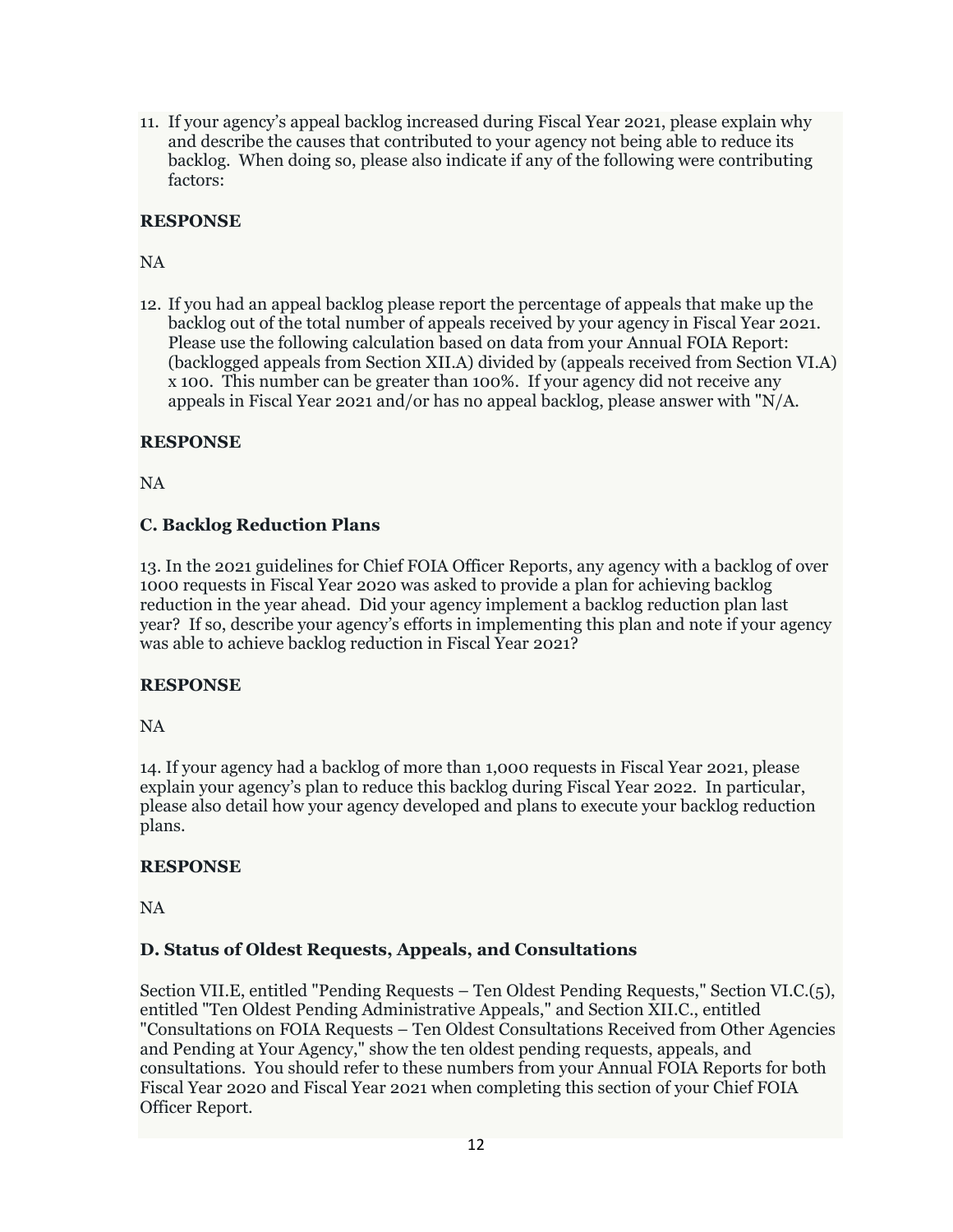11. If your agency's appeal backlog increased during Fiscal Year 2021, please explain why and describe the causes that contributed to your agency not being able to reduce its backlog. When doing so, please also indicate if any of the following were contributing factors:

**RESPONSE**

NA

12. If you had an appeal backlog please report the percentage of appeals that make up the backlog out of the total number of appeals received by your agency in Fiscal Year 2021. Please use the following calculation based on data from your Annual FOIA Report: (backlogged appeals from Section XII.A) divided by (appeals received from Section VI.A) x 100. This number can be greater than 100%. If your agency did not receive any appeals in Fiscal Year 2021 and/or has no appeal backlog, please answer with "N/A.

**RESPONSE**

NA

### C. Backlog Reduction Plans

13. In the 2021 guidelines for Chief FOIA Officer Reports, any agency with a backlog of over 1000 requests in Fiscal Year 2020 was asked to provide a plan for achieving backlog reduction in the year ahead. Did your agency implement a backlog reduction plan last year? If so, describe your agency's efforts in implementing this plan and note if your agency was able to achieve backlog reduction in Fiscal Year 2021?

**RESPONSE**

NA

14. If your agency had a backlog of more than 1,000 requests in Fiscal Year 2021, please explain your agency's plan to reduce this backlog during Fiscal Year 2022. In particular, please also detail how your agency developed and plans to execute your backlog reduction plans.

**RESPONSE**

NA

### D. Status of Oldest Requests, Appeals, and Consultations

Section VII.E, entitled "Pending Requests – Ten Oldest Pending Requests," Section VI.C.(5), entitled "Ten Oldest Pending Administrative Appeals," and Section XII.C., entitled "Consultations on FOIA Requests – Ten Oldest Consultations Received from Other Agencies and Pending at Your Agency," show the ten oldest pending requests, appeals, and consultations. You should refer to these numbers from your Annual FOIA Reports for both Fiscal Year 2020 and Fiscal Year 2021 when completing this section of your Chief FOIA Officer Report.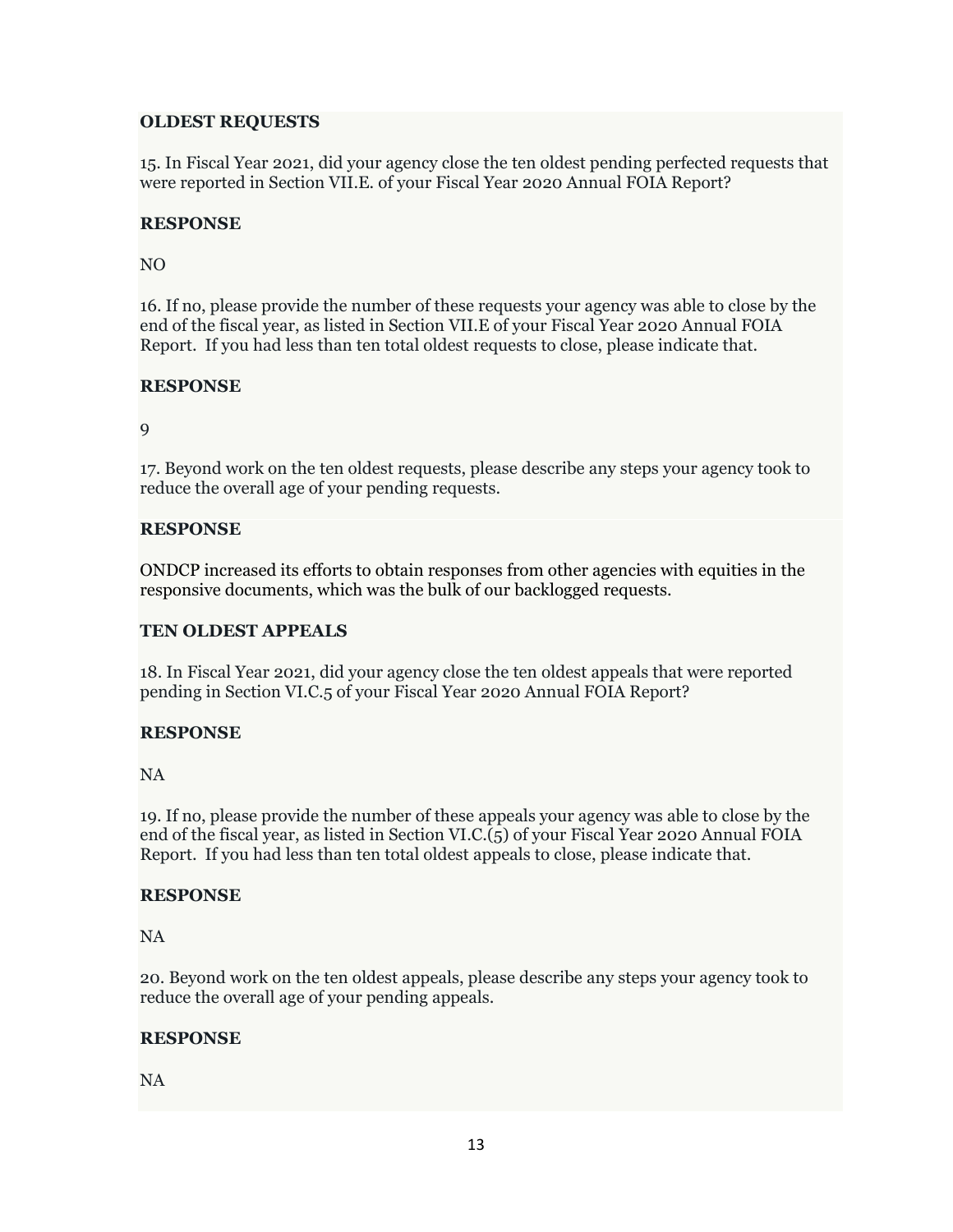**OLDEST REQUESTS**

15. In Fiscal Year 2021, did your agency close the ten oldest pending perfected requests that were reported in Section VII.E. of your Fiscal Year 2020 Annual FOIA Report?

**RESPONSE**

NO

16. If no, please provide the number of these requests your agency was able to close by the end of the fiscal year, as listed in Section VII.E of your Fiscal Year 2020 Annual FOIA Report. If you had less than ten total oldest requests to close, please indicate that.

**RESPONSE**

9

17. Beyond work on the ten oldest requests, please describe any steps your agency took to reduce the overall age of your pending requests.

**RESPONSE**

ONDCP increased its efforts to obtain responses from other agencies with equities in the responsive documents, which was the bulk of our backlogged requests.

**TEN OLDEST APPEALS**

18. In Fiscal Year 2021, did your agency close the ten oldest appeals that were reported pending in Section VI.C.5 of your Fiscal Year 2020 Annual FOIA Report?

**RESPONSE**

NA

19. If no, please provide the number of these appeals your agency was able to close by the end of the fiscal year, as listed in Section VI.C.(5) of your Fiscal Year 2020 Annual FOIA Report. If you had less than ten total oldest appeals to close, please indicate that.

**RESPONSE**

NA

20. Beyond work on the ten oldest appeals, please describe any steps your agency took to reduce the overall age of your pending appeals.

**RESPONSE**

NA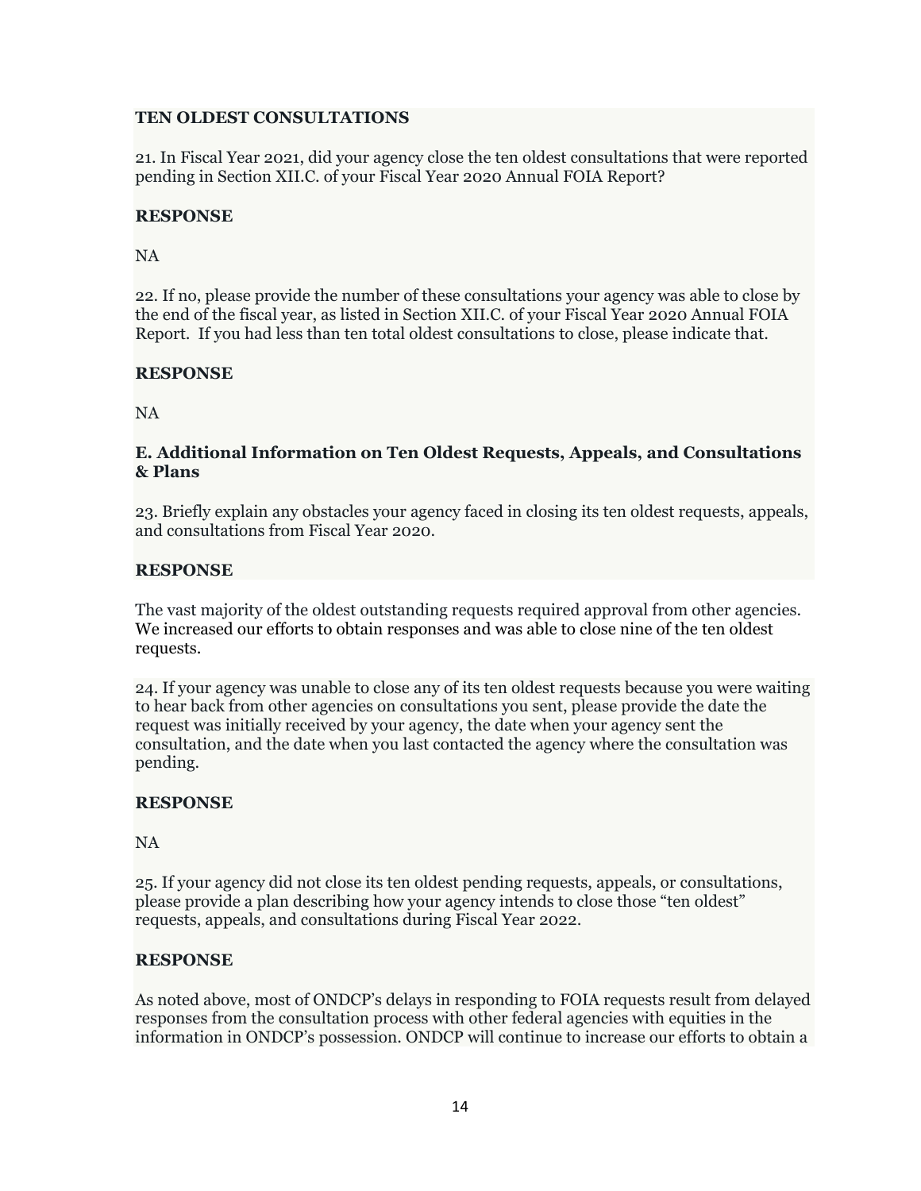**TEN OLDEST CONSULTATIONS**

21. In Fiscal Year 2021, did your agency close the ten oldest consultations that were reported pending in Section XII.C. of your Fiscal Year 2020 Annual FOIA Report?

**RESPONSE**

NA

22. If no, please provide the number of these consultations your agency was able to close by the end of the fiscal year, as listed in Section XII.C. of your Fiscal Year 2020 Annual FOIA Report. If you had less than ten total oldest consultations to close, please indicate that.

**RESPONSE**

NA

**E. Additional Information on Ten Oldest Requests, Appeals, and Consultations & Plans**

23. Briefly explain any obstacles your agency faced in closing its ten oldest requests, appeals, and consultations from Fiscal Year 2020.

**RESPONSE**

The vast majority of the oldest outstanding requests required approval from other agencies. We increased our efforts to obtain responses and was able to close nine of the ten oldest requests.

24. If your agency was unable to close any of its ten oldest requests because you were waiting to hear back from other agencies on consultations you sent, please provide the date the request was initially received by your agency, the date when your agency sent the consultation, and the date when you last contacted the agency where the consultation was pending.

**RESPONSE**

NA

25. If your agency did not close its ten oldest pending requests, appeals, or consultations, please provide a plan describing how your agency intends to close those "ten oldest" requests, appeals, and consultations during Fiscal Year 2022.

**RESPONSE**

As noted above, most of ONDCP's delays in responding to FOIA requests result from delayed responses from the consultation process with other federal agencies with equities in the information in ONDCP's possession. ONDCP will continue to increase our efforts to obtain a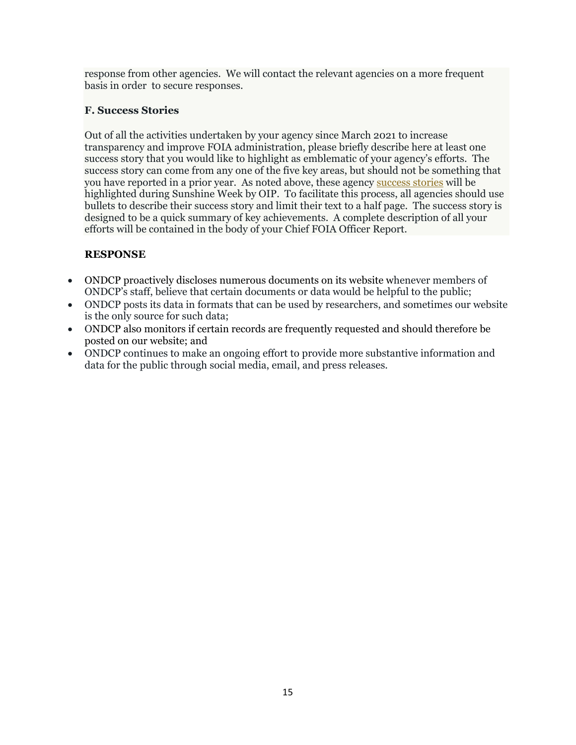response from other agencies. We will contact the relevant agencies on a more frequent basis in order to secure responses.

### F. Success Stories

Out of all the activities undertaken by your agency since March 2021 to increase transparency and improve FOIA administration, please briefly describe here at least one success story that you would like to highlight as emblematic of your agency's efforts. The success story can come from any one of the five key areas, but should not be something that you have reported in a prior year. As noted above, these agency success stories will be highlighted during Sunshine Week by OIP. To facilitate this process, all agencies should use bullets to describe their success story and limit their text to a half page. The success story is designed to be a quick summary of key achievements. A complete description of all your efforts will be contained in the body of your Chief FOIA Officer Report.

**RESPONSE**

- ONDCP proactively discloses numerous documents on its website whenever members of ONDCP's staff, believe that certain documents or data would be helpful to the public;
- ONDCP posts its data in formats that can be used by researchers, and sometimes our website is the only source for such data;
- ONDCP also monitors if certain records are frequently requested and should therefore be posted on our website; and
- ONDCP continues to make an ongoing effort to provide more substantive information and data for the public through social media, email, and press releases.